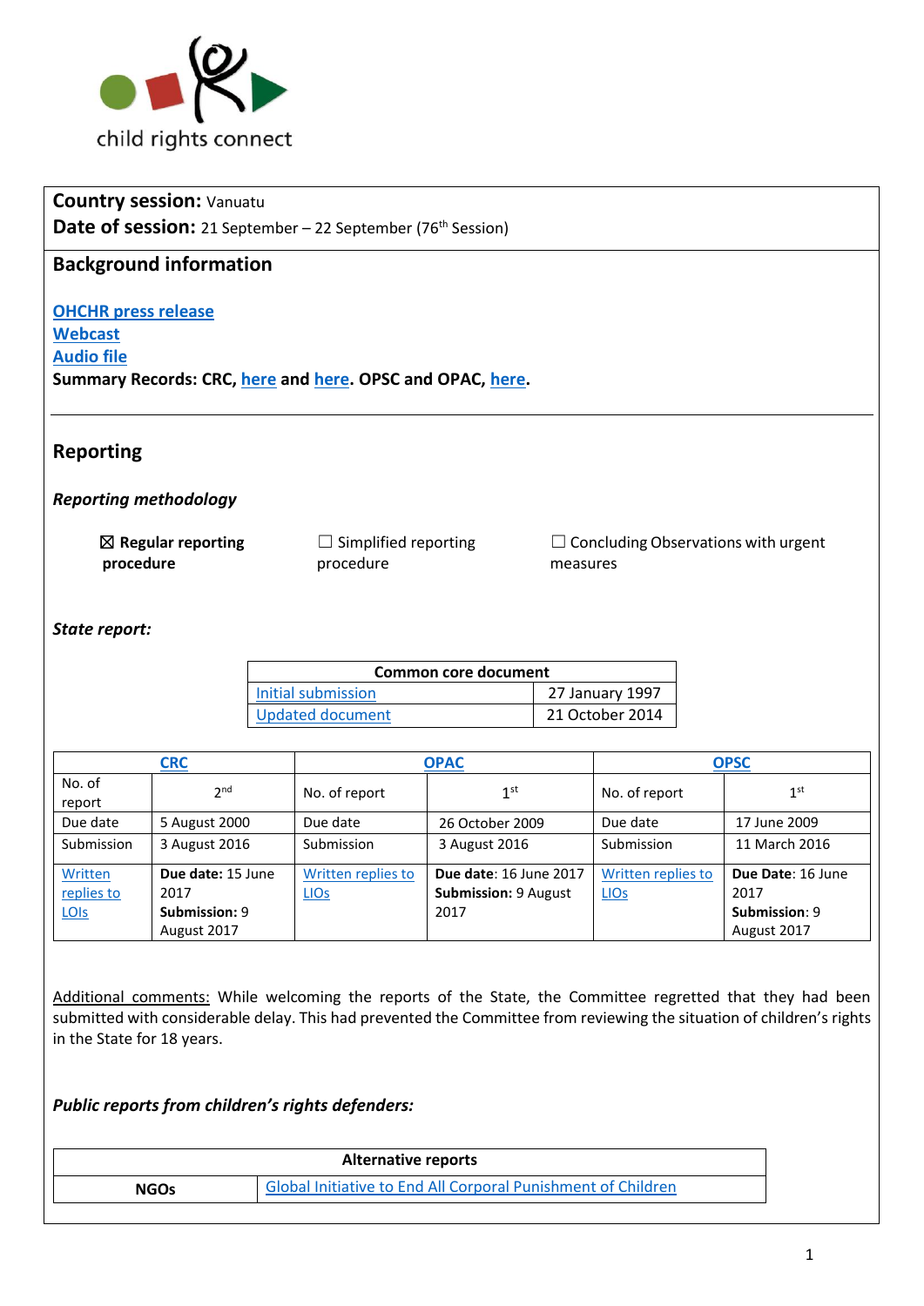child rights connect

**Country session:** Vanuatu
**Date of session:** 21 September – 22 September (76th Session)

## Background information

**OHCHR press release**
**Webcast**
**Audio file**
**Summary Records: CRC, here and here. OPSC and OPAC, here.**

## Reporting

### *Reporting methodology*

☒ **Regular reporting procedure** ☐ Simplified reporting procedure ☐ Concluding Observations with urgent measures

### *State report:*

| Common core document | |
|---|---|
| Initial submission | 27 January 1997 |
| Updated document | 21 October 2014 |

| CRC | | OPAC | | OPSC | |
|---|---|---|---|---|---|
| No. of report | 2nd | No. of report | 1st | No. of report | 1st |
| Due date | 5 August 2000 | Due date | 26 October 2009 | Due date | 17 June 2009 |
| Submission | 3 August 2016 | Submission | 3 August 2016 | Submission | 11 March 2016 |
| Written replies to LOIs | **Due date:** 15 June 2017 **Submission:** 9 August 2017 | Written replies to LIOs | **Due date**: 16 June 2017 **Submission:** 9 August 2017 | Written replies to LIOs | **Due Date**: 16 June 2017 **Submission**: 9 August 2017 |

Additional comments: While welcoming the reports of the State, the Committee regretted that they had been submitted with considerable delay. This had prevented the Committee from reviewing the situation of children's rights in the State for 18 years.

### *Public reports from children's rights defenders:*

| Alternative reports | |
|---|---|
| **NGOs** | Global Initiative to End All Corporal Punishment of Children |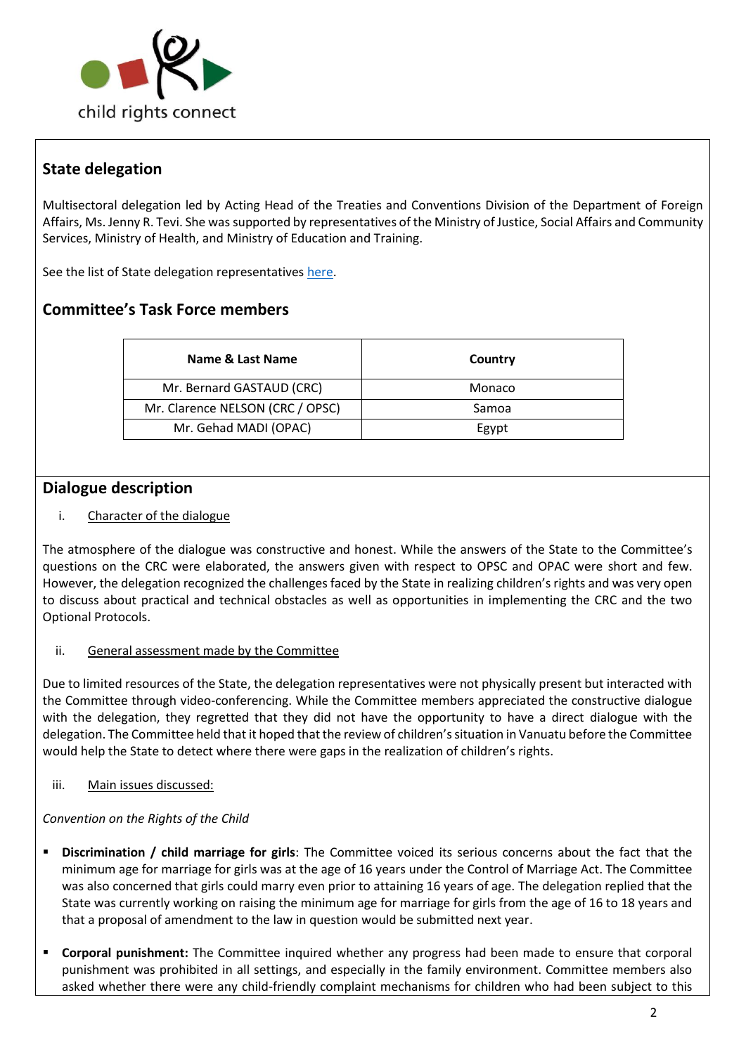## State delegation

Multisectoral delegation led by Acting Head of the Treaties and Conventions Division of the Department of Foreign Affairs, Ms. Jenny R. Tevi. She was supported by representatives of the Ministry of Justice, Social Affairs and Community Services, Ministry of Health, and Ministry of Education and Training.

See the list of State delegation representatives here.

## Committee's Task Force members

| Name & Last Name | Country |
|---|---|
| Mr. Bernard GASTAUD (CRC) | Monaco |
| Mr. Clarence NELSON (CRC / OPSC) | Samoa |
| Mr. Gehad MADI (OPAC) | Egypt |

## Dialogue description

i. Character of the dialogue

The atmosphere of the dialogue was constructive and honest. While the answers of the State to the Committee's questions on the CRC were elaborated, the answers given with respect to OPSC and OPAC were short and few. However, the delegation recognized the challenges faced by the State in realizing children's rights and was very open to discuss about practical and technical obstacles as well as opportunities in implementing the CRC and the two Optional Protocols.

ii. General assessment made by the Committee

Due to limited resources of the State, the delegation representatives were not physically present but interacted with the Committee through video-conferencing. While the Committee members appreciated the constructive dialogue with the delegation, they regretted that they did not have the opportunity to have a direct dialogue with the delegation. The Committee held that it hoped that the review of children's situation in Vanuatu before the Committee would help the State to detect where there were gaps in the realization of children's rights.

iii. Main issues discussed:

*Convention on the Rights of the Child*

- **Discrimination / child marriage for girls**: The Committee voiced its serious concerns about the fact that the minimum age for marriage for girls was at the age of 16 years under the Control of Marriage Act. The Committee was also concerned that girls could marry even prior to attaining 16 years of age. The delegation replied that the State was currently working on raising the minimum age for marriage for girls from the age of 16 to 18 years and that a proposal of amendment to the law in question would be submitted next year.
- **Corporal punishment:** The Committee inquired whether any progress had been made to ensure that corporal punishment was prohibited in all settings, and especially in the family environment. Committee members also asked whether there were any child-friendly complaint mechanisms for children who had been subject to this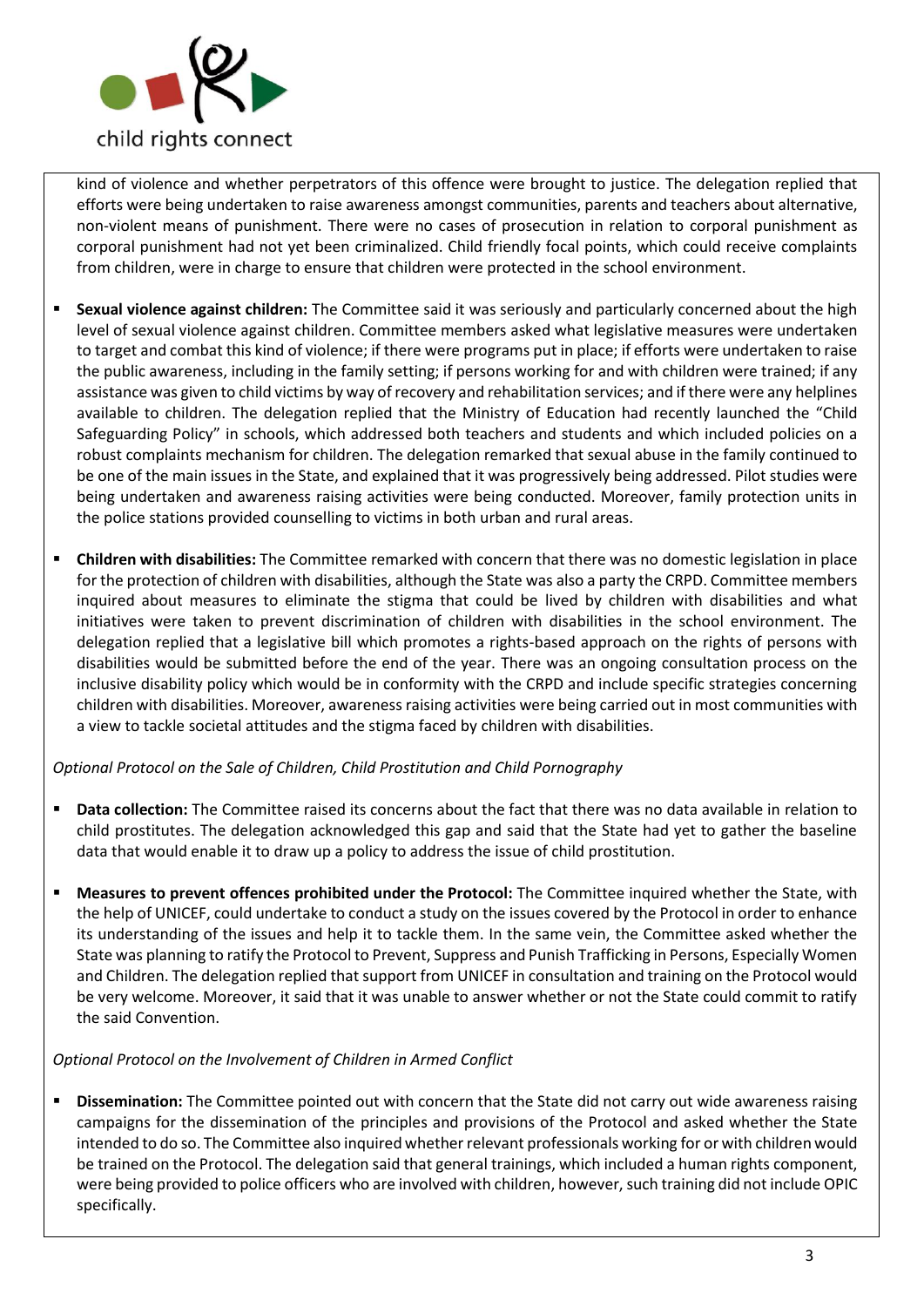kind of violence and whether perpetrators of this offence were brought to justice. The delegation replied that efforts were being undertaken to raise awareness amongst communities, parents and teachers about alternative, non-violent means of punishment. There were no cases of prosecution in relation to corporal punishment as corporal punishment had not yet been criminalized. Child friendly focal points, which could receive complaints from children, were in charge to ensure that children were protected in the school environment.

- **Sexual violence against children:** The Committee said it was seriously and particularly concerned about the high level of sexual violence against children. Committee members asked what legislative measures were undertaken to target and combat this kind of violence; if there were programs put in place; if efforts were undertaken to raise the public awareness, including in the family setting; if persons working for and with children were trained; if any assistance was given to child victims by way of recovery and rehabilitation services; and if there were any helplines available to children. The delegation replied that the Ministry of Education had recently launched the "Child Safeguarding Policy" in schools, which addressed both teachers and students and which included policies on a robust complaints mechanism for children. The delegation remarked that sexual abuse in the family continued to be one of the main issues in the State, and explained that it was progressively being addressed. Pilot studies were being undertaken and awareness raising activities were being conducted. Moreover, family protection units in the police stations provided counselling to victims in both urban and rural areas.

- **Children with disabilities:** The Committee remarked with concern that there was no domestic legislation in place for the protection of children with disabilities, although the State was also a party the CRPD. Committee members inquired about measures to eliminate the stigma that could be lived by children with disabilities and what initiatives were taken to prevent discrimination of children with disabilities in the school environment. The delegation replied that a legislative bill which promotes a rights-based approach on the rights of persons with disabilities would be submitted before the end of the year. There was an ongoing consultation process on the inclusive disability policy which would be in conformity with the CRPD and include specific strategies concerning children with disabilities. Moreover, awareness raising activities were being carried out in most communities with a view to tackle societal attitudes and the stigma faced by children with disabilities.

*Optional Protocol on the Sale of Children, Child Prostitution and Child Pornography*

- **Data collection:** The Committee raised its concerns about the fact that there was no data available in relation to child prostitutes. The delegation acknowledged this gap and said that the State had yet to gather the baseline data that would enable it to draw up a policy to address the issue of child prostitution.

- **Measures to prevent offences prohibited under the Protocol:** The Committee inquired whether the State, with the help of UNICEF, could undertake to conduct a study on the issues covered by the Protocol in order to enhance its understanding of the issues and help it to tackle them. In the same vein, the Committee asked whether the State was planning to ratify the Protocol to Prevent, Suppress and Punish Trafficking in Persons, Especially Women and Children. The delegation replied that support from UNICEF in consultation and training on the Protocol would be very welcome. Moreover, it said that it was unable to answer whether or not the State could commit to ratify the said Convention.

*Optional Protocol on the Involvement of Children in Armed Conflict*

- **Dissemination:** The Committee pointed out with concern that the State did not carry out wide awareness raising campaigns for the dissemination of the principles and provisions of the Protocol and asked whether the State intended to do so. The Committee also inquired whether relevant professionals working for or with children would be trained on the Protocol. The delegation said that general trainings, which included a human rights component, were being provided to police officers who are involved with children, however, such training did not include OPIC specifically.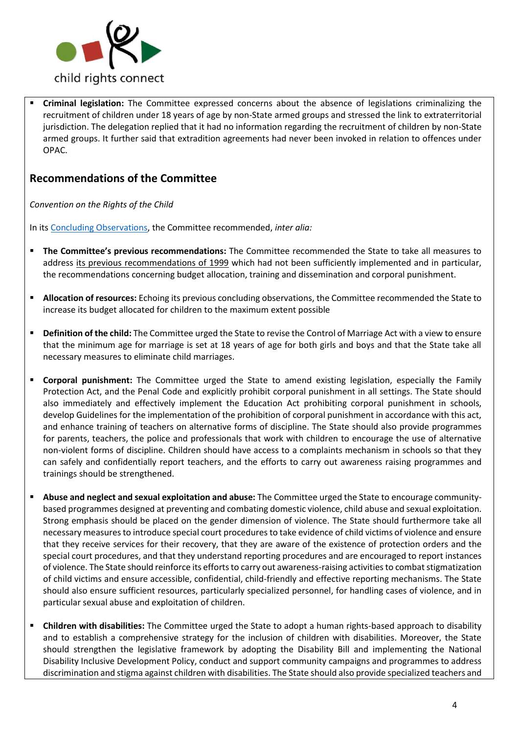- **Criminal legislation:** The Committee expressed concerns about the absence of legislations criminalizing the recruitment of children under 18 years of age by non-State armed groups and stressed the link to extraterritorial jurisdiction. The delegation replied that it had no information regarding the recruitment of children by non-State armed groups. It further said that extradition agreements had never been invoked in relation to offences under OPAC.

## Recommendations of the Committee

*Convention on the Rights of the Child*

In its Concluding Observations, the Committee recommended, *inter alia:*

- **The Committee's previous recommendations:** The Committee recommended the State to take all measures to address its previous recommendations of 1999 which had not been sufficiently implemented and in particular, the recommendations concerning budget allocation, training and dissemination and corporal punishment.

- **Allocation of resources:** Echoing its previous concluding observations, the Committee recommended the State to increase its budget allocated for children to the maximum extent possible

- **Definition of the child:** The Committee urged the State to revise the Control of Marriage Act with a view to ensure that the minimum age for marriage is set at 18 years of age for both girls and boys and that the State take all necessary measures to eliminate child marriages.

- **Corporal punishment:** The Committee urged the State to amend existing legislation, especially the Family Protection Act, and the Penal Code and explicitly prohibit corporal punishment in all settings. The State should also immediately and effectively implement the Education Act prohibiting corporal punishment in schools, develop Guidelines for the implementation of the prohibition of corporal punishment in accordance with this act, and enhance training of teachers on alternative forms of discipline. The State should also provide programmes for parents, teachers, the police and professionals that work with children to encourage the use of alternative non-violent forms of discipline. Children should have access to a complaints mechanism in schools so that they can safely and confidentially report teachers, and the efforts to carry out awareness raising programmes and trainings should be strengthened.

- **Abuse and neglect and sexual exploitation and abuse:** The Committee urged the State to encourage community-based programmes designed at preventing and combating domestic violence, child abuse and sexual exploitation. Strong emphasis should be placed on the gender dimension of violence. The State should furthermore take all necessary measures to introduce special court procedures to take evidence of child victims of violence and ensure that they receive services for their recovery, that they are aware of the existence of protection orders and the special court procedures, and that they understand reporting procedures and are encouraged to report instances of violence. The State should reinforce its efforts to carry out awareness-raising activities to combat stigmatization of child victims and ensure accessible, confidential, child-friendly and effective reporting mechanisms. The State should also ensure sufficient resources, particularly specialized personnel, for handling cases of violence, and in particular sexual abuse and exploitation of children.

- **Children with disabilities:** The Committee urged the State to adopt a human rights-based approach to disability and to establish a comprehensive strategy for the inclusion of children with disabilities. Moreover, the State should strengthen the legislative framework by adopting the Disability Bill and implementing the National Disability Inclusive Development Policy, conduct and support community campaigns and programmes to address discrimination and stigma against children with disabilities. The State should also provide specialized teachers and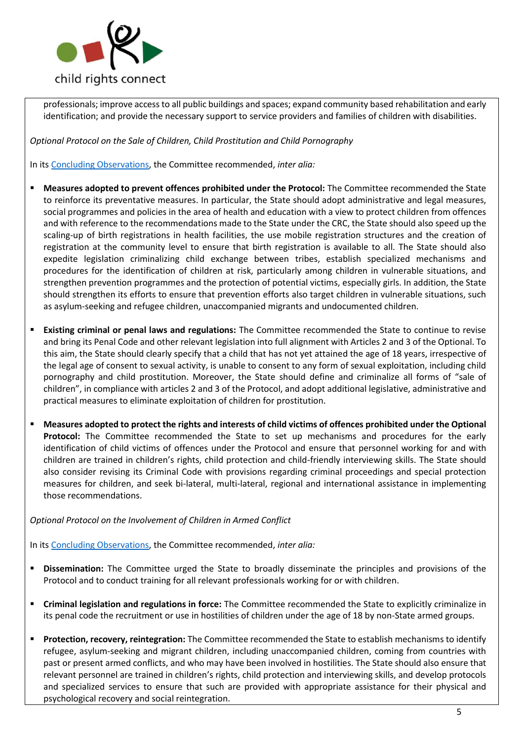professionals; improve access to all public buildings and spaces; expand community based rehabilitation and early identification; and provide the necessary support to service providers and families of children with disabilities.

*Optional Protocol on the Sale of Children, Child Prostitution and Child Pornography*

In its Concluding Observations, the Committee recommended, *inter alia:*

- **Measures adopted to prevent offences prohibited under the Protocol:** The Committee recommended the State to reinforce its preventative measures. In particular, the State should adopt administrative and legal measures, social programmes and policies in the area of health and education with a view to protect children from offences and with reference to the recommendations made to the State under the CRC, the State should also speed up the scaling-up of birth registrations in health facilities, the use mobile registration structures and the creation of registration at the community level to ensure that birth registration is available to all. The State should also expedite legislation criminalizing child exchange between tribes, establish specialized mechanisms and procedures for the identification of children at risk, particularly among children in vulnerable situations, and strengthen prevention programmes and the protection of potential victims, especially girls. In addition, the State should strengthen its efforts to ensure that prevention efforts also target children in vulnerable situations, such as asylum-seeking and refugee children, unaccompanied migrants and undocumented children.

- **Existing criminal or penal laws and regulations:** The Committee recommended the State to continue to revise and bring its Penal Code and other relevant legislation into full alignment with Articles 2 and 3 of the Optional. To this aim, the State should clearly specify that a child that has not yet attained the age of 18 years, irrespective of the legal age of consent to sexual activity, is unable to consent to any form of sexual exploitation, including child pornography and child prostitution. Moreover, the State should define and criminalize all forms of "sale of children", in compliance with articles 2 and 3 of the Protocol, and adopt additional legislative, administrative and practical measures to eliminate exploitation of children for prostitution.

- **Measures adopted to protect the rights and interests of child victims of offences prohibited under the Optional Protocol:** The Committee recommended the State to set up mechanisms and procedures for the early identification of child victims of offences under the Protocol and ensure that personnel working for and with children are trained in children's rights, child protection and child-friendly interviewing skills. The State should also consider revising its Criminal Code with provisions regarding criminal proceedings and special protection measures for children, and seek bi-lateral, multi-lateral, regional and international assistance in implementing those recommendations.

*Optional Protocol on the Involvement of Children in Armed Conflict*

In its Concluding Observations, the Committee recommended, *inter alia:*

- **Dissemination:** The Committee urged the State to broadly disseminate the principles and provisions of the Protocol and to conduct training for all relevant professionals working for or with children.

- **Criminal legislation and regulations in force:** The Committee recommended the State to explicitly criminalize in its penal code the recruitment or use in hostilities of children under the age of 18 by non-State armed groups.

- **Protection, recovery, reintegration:** The Committee recommended the State to establish mechanisms to identify refugee, asylum-seeking and migrant children, including unaccompanied children, coming from countries with past or present armed conflicts, and who may have been involved in hostilities. The State should also ensure that relevant personnel are trained in children's rights, child protection and interviewing skills, and develop protocols and specialized services to ensure that such are provided with appropriate assistance for their physical and psychological recovery and social reintegration.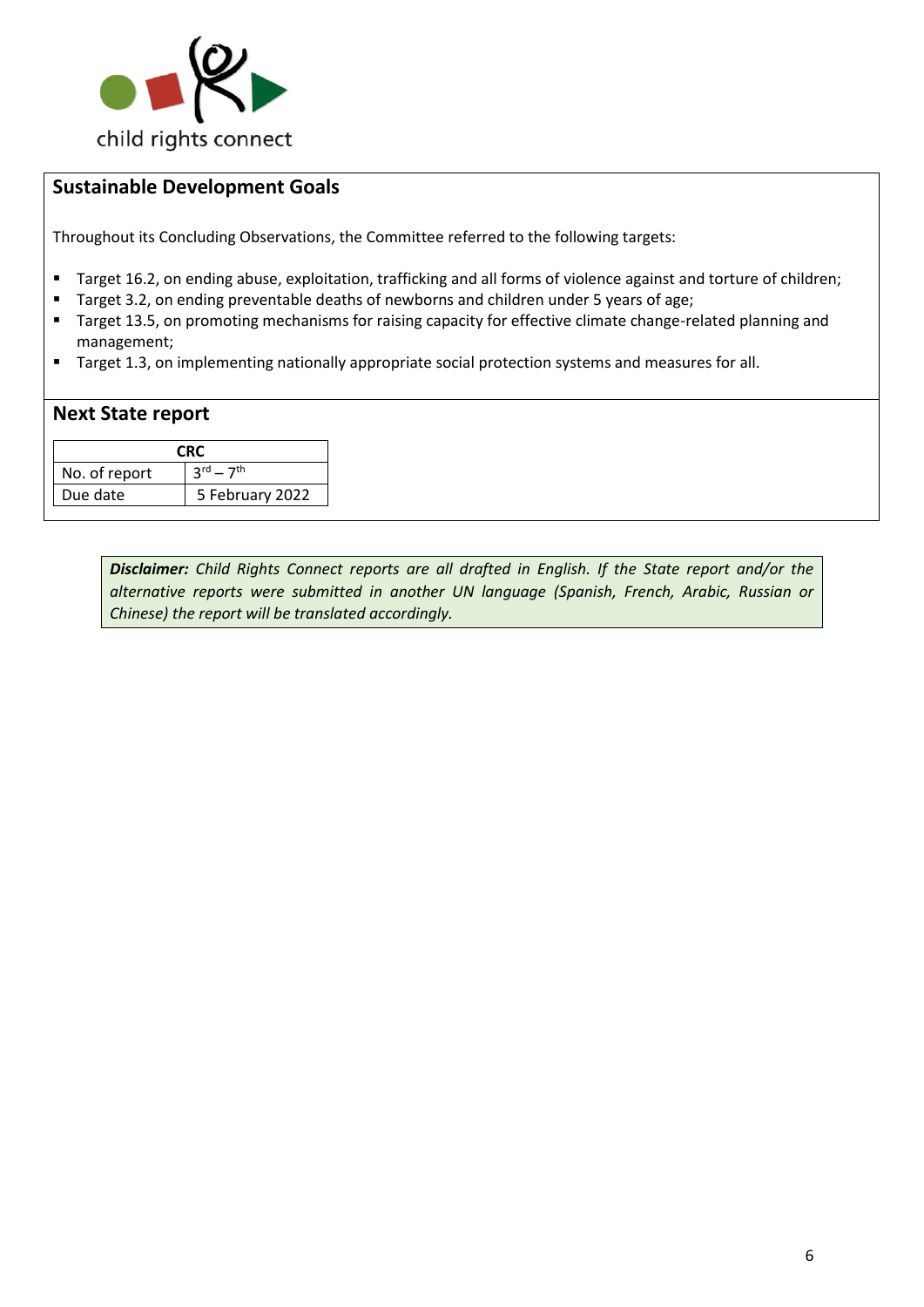## Sustainable Development Goals

Throughout its Concluding Observations, the Committee referred to the following targets:

- Target 16.2, on ending abuse, exploitation, trafficking and all forms of violence against and torture of children;
- Target 3.2, on ending preventable deaths of newborns and children under 5 years of age;
- Target 13.5, on promoting mechanisms for raising capacity for effective climate change-related planning and management;
- Target 1.3, on implementing nationally appropriate social protection systems and measures for all.

## Next State report

| CRC | |
|---|---|
| No. of report | 3rd – 7th |
| Due date | 5 February 2022 |

***Disclaimer:*** *Child Rights Connect reports are all drafted in English. If the State report and/or the alternative reports were submitted in another UN language (Spanish, French, Arabic, Russian or Chinese) the report will be translated accordingly.*